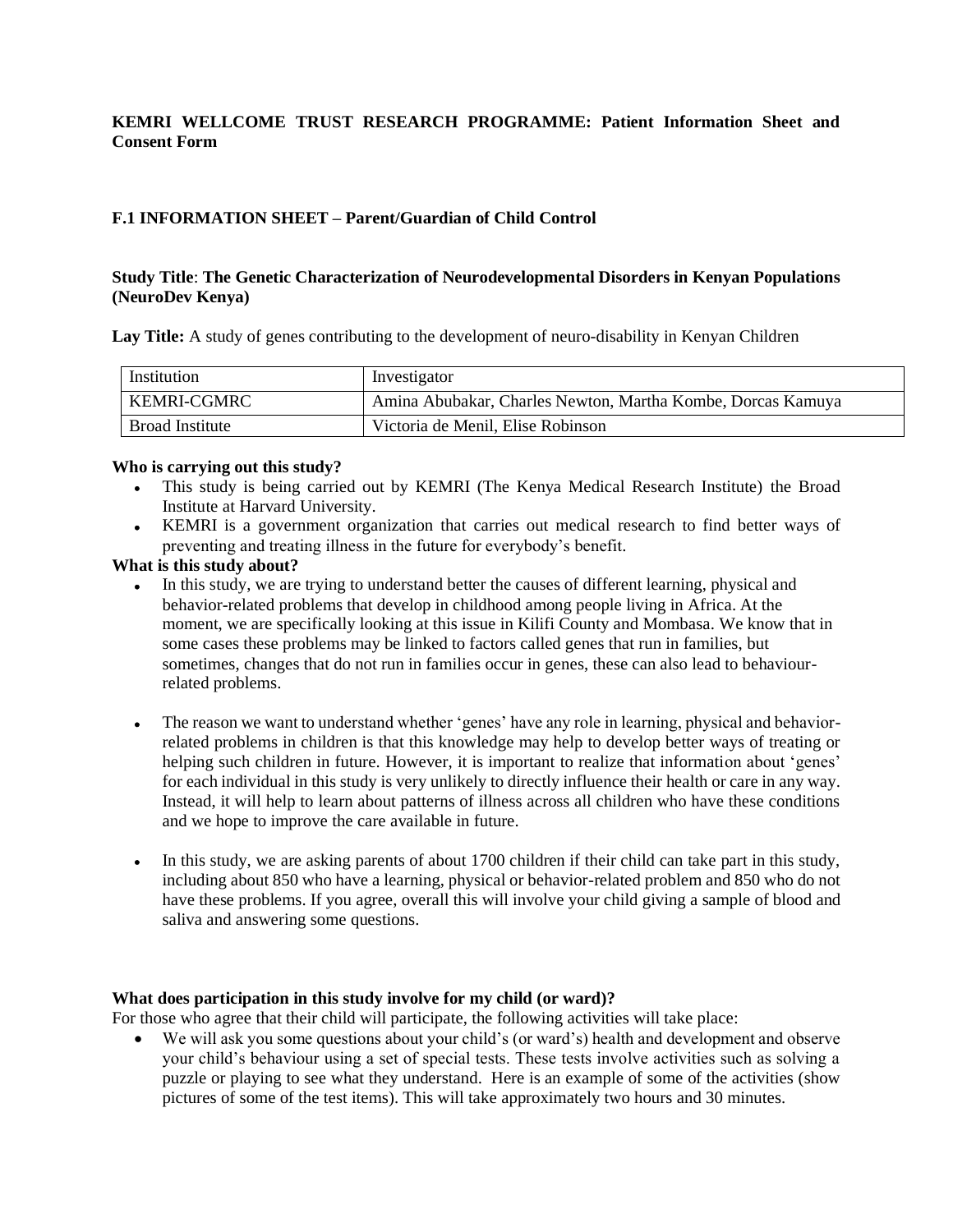**KEMRI WELLCOME TRUST RESEARCH PROGRAMME: Patient Information Sheet and Consent Form**

## F.1 INFORMATION SHEET – Parent/Guardian of Child Control

**Study Title**: **The Genetic Characterization of Neurodevelopmental Disorders in Kenyan Populations (NeuroDev Kenya)**

**Lay Title:** A study of genes contributing to the development of neuro-disability in Kenyan Children

| Institution | Investigator |
| --- | --- |
| KEMRI-CGMRC | Amina Abubakar, Charles Newton, Martha Kombe, Dorcas Kamuya |
| Broad Institute | Victoria de Menil, Elise Robinson |

**Who is carrying out this study?**

- This study is being carried out by KEMRI (The Kenya Medical Research Institute) the Broad Institute at Harvard University.
- KEMRI is a government organization that carries out medical research to find better ways of preventing and treating illness in the future for everybody's benefit.

**What is this study about?**

- In this study, we are trying to understand better the causes of different learning, physical and behavior-related problems that develop in childhood among people living in Africa. At the moment, we are specifically looking at this issue in Kilifi County and Mombasa. We know that in some cases these problems may be linked to factors called genes that run in families, but sometimes, changes that do not run in families occur in genes, these can also lead to behaviour-related problems.

- The reason we want to understand whether 'genes' have any role in learning, physical and behavior-related problems in children is that this knowledge may help to develop better ways of treating or helping such children in future. However, it is important to realize that information about 'genes' for each individual in this study is very unlikely to directly influence their health or care in any way. Instead, it will help to learn about patterns of illness across all children who have these conditions and we hope to improve the care available in future.

- In this study, we are asking parents of about 1700 children if their child can take part in this study, including about 850 who have a learning, physical or behavior-related problem and 850 who do not have these problems. If you agree, overall this will involve your child giving a sample of blood and saliva and answering some questions.

**What does participation in this study involve for my child (or ward)?**

For those who agree that their child will participate, the following activities will take place:

- We will ask you some questions about your child's (or ward's) health and development and observe your child's behaviour using a set of special tests. These tests involve activities such as solving a puzzle or playing to see what they understand. Here is an example of some of the activities (show pictures of some of the test items). This will take approximately two hours and 30 minutes.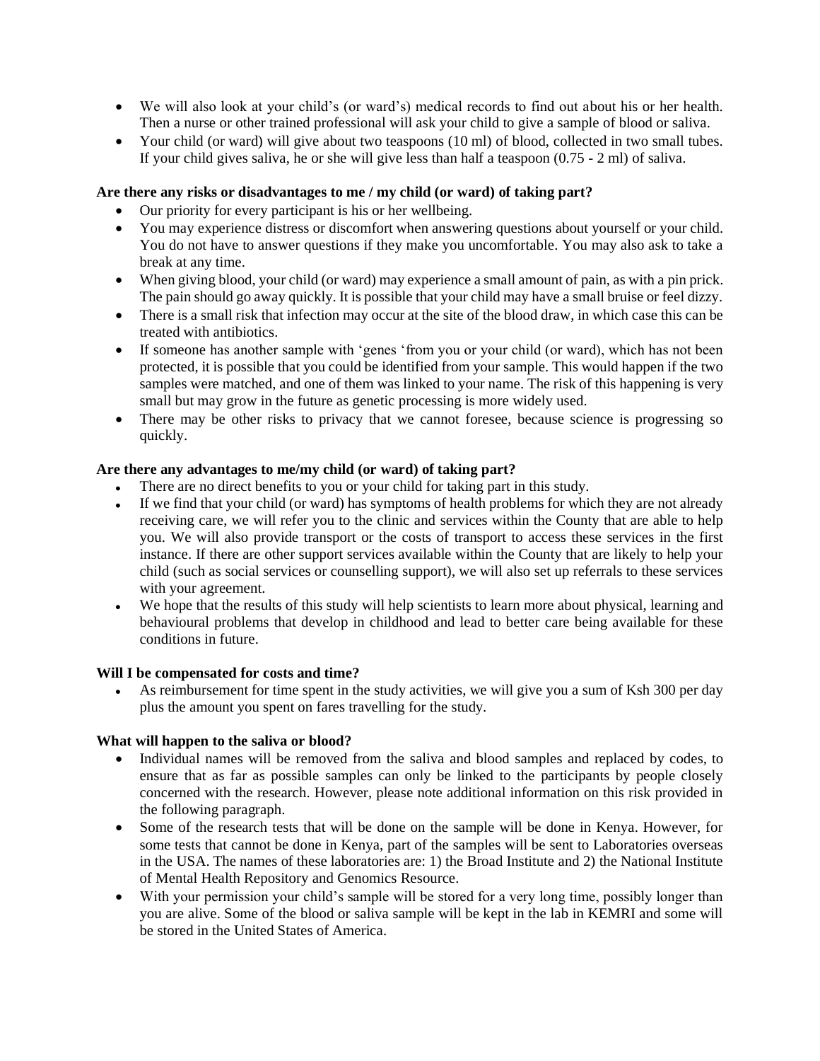- We will also look at your child's (or ward's) medical records to find out about his or her health. Then a nurse or other trained professional will ask your child to give a sample of blood or saliva.
- Your child (or ward) will give about two teaspoons (10 ml) of blood, collected in two small tubes. If your child gives saliva, he or she will give less than half a teaspoon (0.75 - 2 ml) of saliva.

**Are there any risks or disadvantages to me / my child (or ward) of taking part?**

- Our priority for every participant is his or her wellbeing.
- You may experience distress or discomfort when answering questions about yourself or your child. You do not have to answer questions if they make you uncomfortable. You may also ask to take a break at any time.
- When giving blood, your child (or ward) may experience a small amount of pain, as with a pin prick. The pain should go away quickly. It is possible that your child may have a small bruise or feel dizzy.
- There is a small risk that infection may occur at the site of the blood draw, in which case this can be treated with antibiotics.
- If someone has another sample with 'genes 'from you or your child (or ward), which has not been protected, it is possible that you could be identified from your sample. This would happen if the two samples were matched, and one of them was linked to your name. The risk of this happening is very small but may grow in the future as genetic processing is more widely used.
- There may be other risks to privacy that we cannot foresee, because science is progressing so quickly.

**Are there any advantages to me/my child (or ward) of taking part?**

- There are no direct benefits to you or your child for taking part in this study.
- If we find that your child (or ward) has symptoms of health problems for which they are not already receiving care, we will refer you to the clinic and services within the County that are able to help you. We will also provide transport or the costs of transport to access these services in the first instance. If there are other support services available within the County that are likely to help your child (such as social services or counselling support), we will also set up referrals to these services with your agreement.
- We hope that the results of this study will help scientists to learn more about physical, learning and behavioural problems that develop in childhood and lead to better care being available for these conditions in future.

**Will I be compensated for costs and time?**

- As reimbursement for time spent in the study activities, we will give you a sum of Ksh 300 per day plus the amount you spent on fares travelling for the study.

**What will happen to the saliva or blood?**

- Individual names will be removed from the saliva and blood samples and replaced by codes, to ensure that as far as possible samples can only be linked to the participants by people closely concerned with the research. However, please note additional information on this risk provided in the following paragraph.
- Some of the research tests that will be done on the sample will be done in Kenya. However, for some tests that cannot be done in Kenya, part of the samples will be sent to Laboratories overseas in the USA. The names of these laboratories are: 1) the Broad Institute and 2) the National Institute of Mental Health Repository and Genomics Resource.
- With your permission your child's sample will be stored for a very long time, possibly longer than you are alive. Some of the blood or saliva sample will be kept in the lab in KEMRI and some will be stored in the United States of America.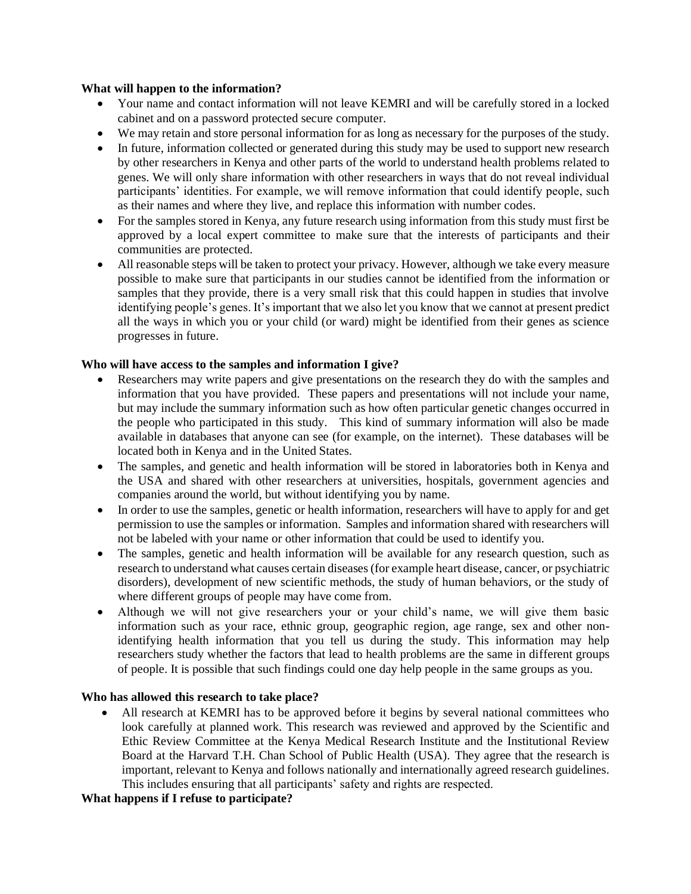**What will happen to the information?**

- Your name and contact information will not leave KEMRI and will be carefully stored in a locked cabinet and on a password protected secure computer.
- We may retain and store personal information for as long as necessary for the purposes of the study.
- In future, information collected or generated during this study may be used to support new research by other researchers in Kenya and other parts of the world to understand health problems related to genes. We will only share information with other researchers in ways that do not reveal individual participants' identities. For example, we will remove information that could identify people, such as their names and where they live, and replace this information with number codes.
- For the samples stored in Kenya, any future research using information from this study must first be approved by a local expert committee to make sure that the interests of participants and their communities are protected.
- All reasonable steps will be taken to protect your privacy. However, although we take every measure possible to make sure that participants in our studies cannot be identified from the information or samples that they provide, there is a very small risk that this could happen in studies that involve identifying people's genes. It's important that we also let you know that we cannot at present predict all the ways in which you or your child (or ward) might be identified from their genes as science progresses in future.

**Who will have access to the samples and information I give?**

- Researchers may write papers and give presentations on the research they do with the samples and information that you have provided. These papers and presentations will not include your name, but may include the summary information such as how often particular genetic changes occurred in the people who participated in this study. This kind of summary information will also be made available in databases that anyone can see (for example, on the internet). These databases will be located both in Kenya and in the United States.
- The samples, and genetic and health information will be stored in laboratories both in Kenya and the USA and shared with other researchers at universities, hospitals, government agencies and companies around the world, but without identifying you by name.
- In order to use the samples, genetic or health information, researchers will have to apply for and get permission to use the samples or information. Samples and information shared with researchers will not be labeled with your name or other information that could be used to identify you.
- The samples, genetic and health information will be available for any research question, such as research to understand what causes certain diseases (for example heart disease, cancer, or psychiatric disorders), development of new scientific methods, the study of human behaviors, or the study of where different groups of people may have come from.
- Although we will not give researchers your or your child's name, we will give them basic information such as your race, ethnic group, geographic region, age range, sex and other non-identifying health information that you tell us during the study. This information may help researchers study whether the factors that lead to health problems are the same in different groups of people. It is possible that such findings could one day help people in the same groups as you.

**Who has allowed this research to take place?**

- All research at KEMRI has to be approved before it begins by several national committees who look carefully at planned work. This research was reviewed and approved by the Scientific and Ethic Review Committee at the Kenya Medical Research Institute and the Institutional Review Board at the Harvard T.H. Chan School of Public Health (USA). They agree that the research is important, relevant to Kenya and follows nationally and internationally agreed research guidelines. This includes ensuring that all participants' safety and rights are respected.

**What happens if I refuse to participate?**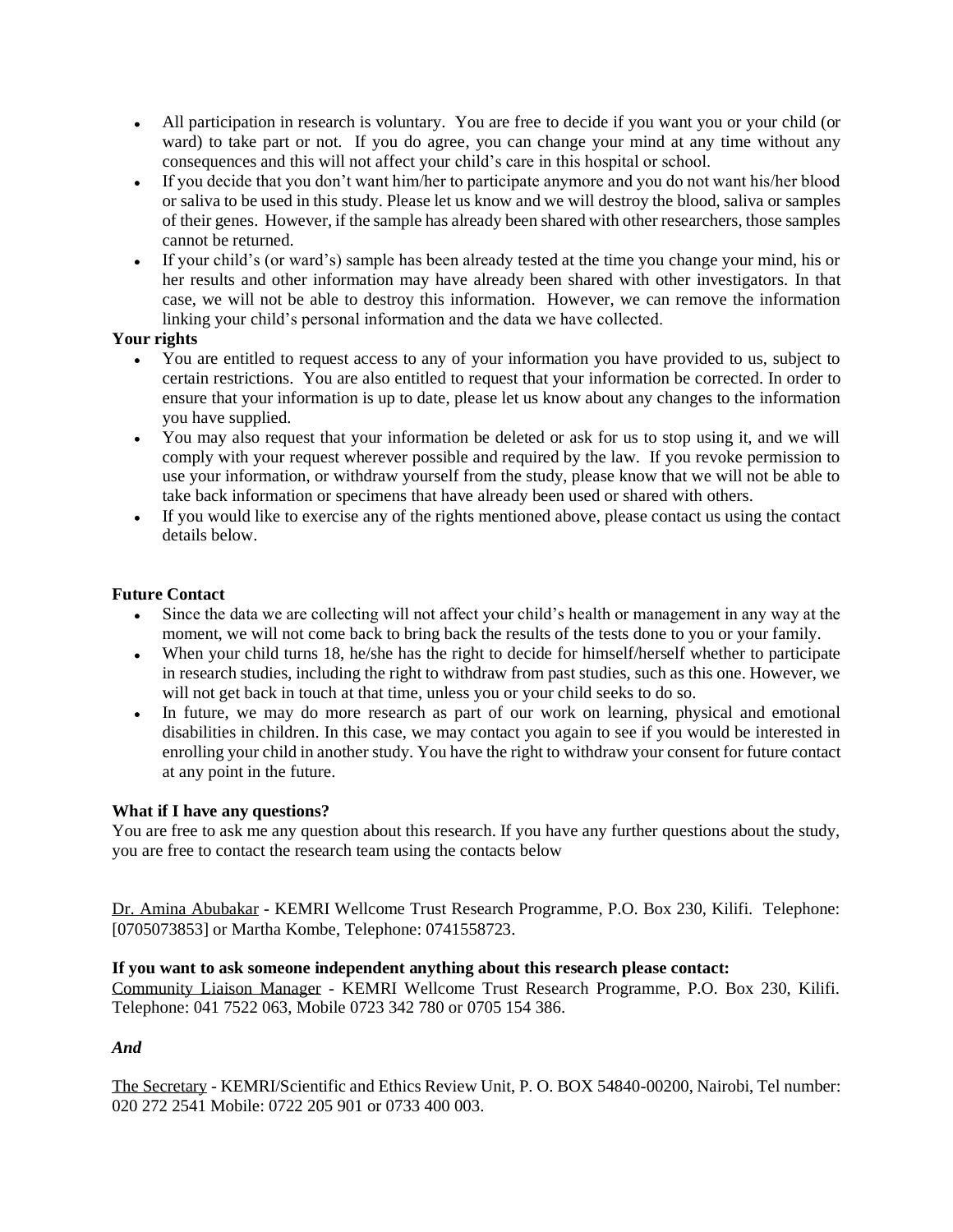- All participation in research is voluntary. You are free to decide if you want you or your child (or ward) to take part or not. If you do agree, you can change your mind at any time without any consequences and this will not affect your child's care in this hospital or school.
- If you decide that you don't want him/her to participate anymore and you do not want his/her blood or saliva to be used in this study. Please let us know and we will destroy the blood, saliva or samples of their genes. However, if the sample has already been shared with other researchers, those samples cannot be returned.
- If your child's (or ward's) sample has been already tested at the time you change your mind, his or her results and other information may have already been shared with other investigators. In that case, we will not be able to destroy this information. However, we can remove the information linking your child's personal information and the data we have collected.

**Your rights**

- You are entitled to request access to any of your information you have provided to us, subject to certain restrictions. You are also entitled to request that your information be corrected. In order to ensure that your information is up to date, please let us know about any changes to the information you have supplied.
- You may also request that your information be deleted or ask for us to stop using it, and we will comply with your request wherever possible and required by the law. If you revoke permission to use your information, or withdraw yourself from the study, please know that we will not be able to take back information or specimens that have already been used or shared with others.
- If you would like to exercise any of the rights mentioned above, please contact us using the contact details below.

**Future Contact**

- Since the data we are collecting will not affect your child's health or management in any way at the moment, we will not come back to bring back the results of the tests done to you or your family.
- When your child turns 18, he/she has the right to decide for himself/herself whether to participate in research studies, including the right to withdraw from past studies, such as this one. However, we will not get back in touch at that time, unless you or your child seeks to do so.
- In future, we may do more research as part of our work on learning, physical and emotional disabilities in children. In this case, we may contact you again to see if you would be interested in enrolling your child in another study. You have the right to withdraw your consent for future contact at any point in the future.

**What if I have any questions?**

You are free to ask me any question about this research. If you have any further questions about the study, you are free to contact the research team using the contacts below

Dr. Amina Abubakar - KEMRI Wellcome Trust Research Programme, P.O. Box 230, Kilifi. Telephone: [0705073853] or Martha Kombe, Telephone: 0741558723.

**If you want to ask someone independent anything about this research please contact:**

Community Liaison Manager - KEMRI Wellcome Trust Research Programme, P.O. Box 230, Kilifi. Telephone: 041 7522 063, Mobile 0723 342 780 or 0705 154 386.

***And***

The Secretary - KEMRI/Scientific and Ethics Review Unit, P. O. BOX 54840-00200, Nairobi, Tel number: 020 272 2541 Mobile: 0722 205 901 or 0733 400 003.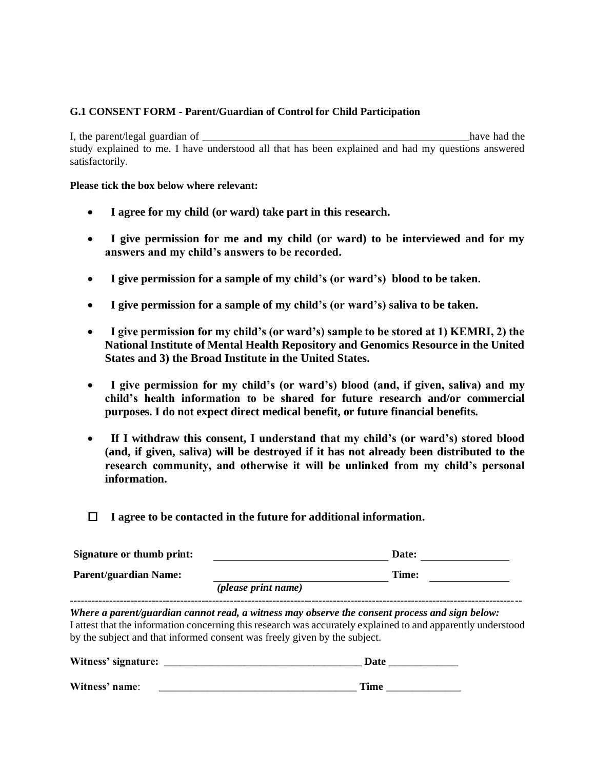**G.1 CONSENT FORM - Parent/Guardian of Control for Child Participation**

I, the parent/legal guardian of ____________________________________________________have had the study explained to me. I have understood all that has been explained and had my questions answered satisfactorily.

**Please tick the box below where relevant:**

- **I agree for my child (or ward) take part in this research.**
- **I give permission for me and my child (or ward) to be interviewed and for my answers and my child's answers to be recorded.**
- **I give permission for a sample of my child's (or ward's) blood to be taken.**
- **I give permission for a sample of my child's (or ward's) saliva to be taken.**
- **I give permission for my child's (or ward's) sample to be stored at 1) KEMRI, 2) the National Institute of Mental Health Repository and Genomics Resource in the United States and 3) the Broad Institute in the United States.**
- **I give permission for my child's (or ward's) blood (and, if given, saliva) and my child's health information to be shared for future research and/or commercial purposes. I do not expect direct medical benefit, or future financial benefits.**
- **If I withdraw this consent, I understand that my child's (or ward's) stored blood (and, if given, saliva) will be destroyed if it has not already been distributed to the research community, and otherwise it will be unlinked from my child's personal information.**

☐ **I agree to be contacted in the future for additional information.**

**Signature or thumb print:** ________________________________ **Date:** ________________

**Parent/guardian Name:** ________________________________ **Time:** ________________
*(please print name)*

---

***Where a parent/guardian cannot read, a witness may observe the consent process and sign below:***
I attest that the information concerning this research was accurately explained to and apparently understood by the subject and that informed consent was freely given by the subject.

**Witness' signature:** _____________________________________ **Date** _____________

**Witness' name**: _____________________________________ **Time** ______________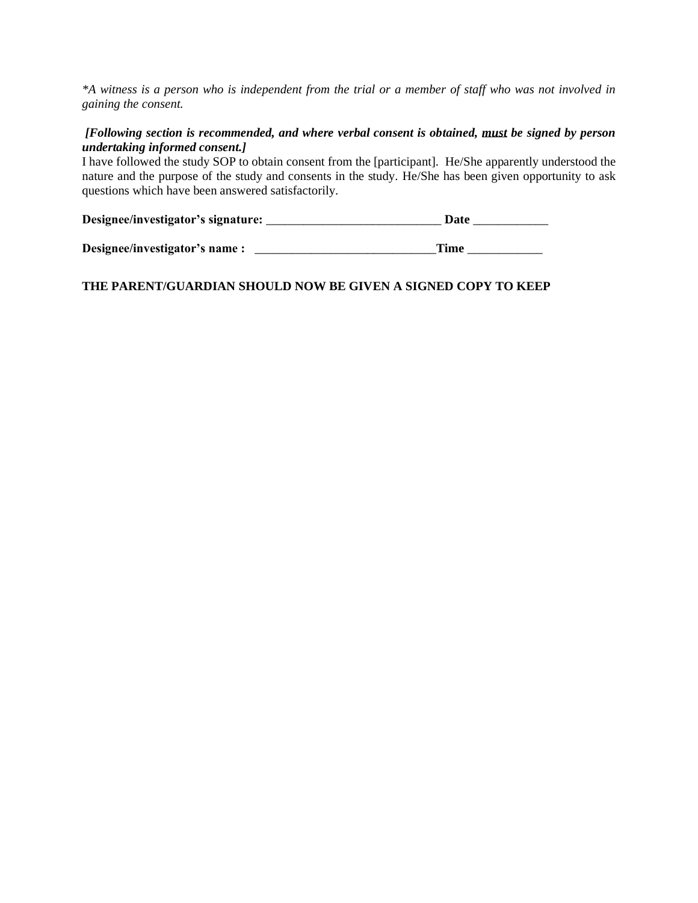*\*A witness is a person who is independent from the trial or a member of staff who was not involved in gaining the consent.*

***[Following section is recommended, and where verbal consent is obtained, <u>must</u> be signed by person undertaking informed consent.]***

I have followed the study SOP to obtain consent from the [participant]. He/She apparently understood the nature and the purpose of the study and consents in the study. He/She has been given opportunity to ask questions which have been answered satisfactorily.

**Designee/investigator's signature:** ____________________________ **Date** ____________

**Designee/investigator's name :** _____________________________**Time** ____________

**THE PARENT/GUARDIAN SHOULD NOW BE GIVEN A SIGNED COPY TO KEEP**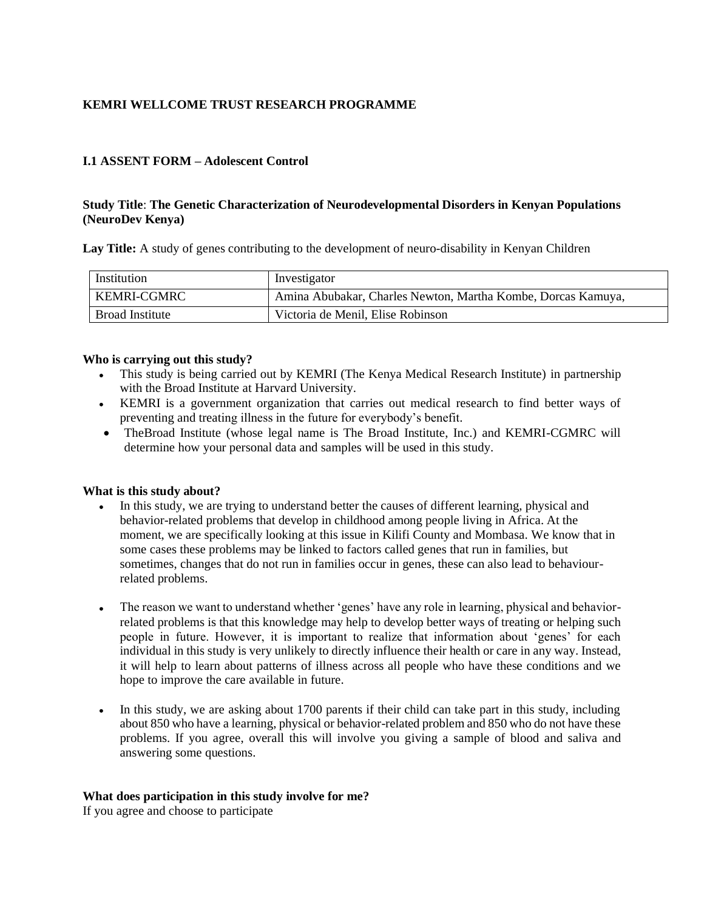**KEMRI WELLCOME TRUST RESEARCH PROGRAMME**

**I.1 ASSENT FORM – Adolescent Control**

**Study Title**: **The Genetic Characterization of Neurodevelopmental Disorders in Kenyan Populations (NeuroDev Kenya)**

**Lay Title:** A study of genes contributing to the development of neuro-disability in Kenyan Children

| Institution | Investigator |
|---|---|
| KEMRI-CGMRC | Amina Abubakar, Charles Newton, Martha Kombe, Dorcas Kamuya, |
| Broad Institute | Victoria de Menil, Elise Robinson |

**Who is carrying out this study?**

- This study is being carried out by KEMRI (The Kenya Medical Research Institute) in partnership with the Broad Institute at Harvard University.
- KEMRI is a government organization that carries out medical research to find better ways of preventing and treating illness in the future for everybody's benefit.
- TheBroad Institute (whose legal name is The Broad Institute, Inc.) and KEMRI-CGMRC will determine how your personal data and samples will be used in this study.

**What is this study about?**

- In this study, we are trying to understand better the causes of different learning, physical and behavior-related problems that develop in childhood among people living in Africa. At the moment, we are specifically looking at this issue in Kilifi County and Mombasa. We know that in some cases these problems may be linked to factors called genes that run in families, but sometimes, changes that do not run in families occur in genes, these can also lead to behaviour-related problems.
- The reason we want to understand whether 'genes' have any role in learning, physical and behavior-related problems is that this knowledge may help to develop better ways of treating or helping such people in future. However, it is important to realize that information about 'genes' for each individual in this study is very unlikely to directly influence their health or care in any way. Instead, it will help to learn about patterns of illness across all people who have these conditions and we hope to improve the care available in future.
- In this study, we are asking about 1700 parents if their child can take part in this study, including about 850 who have a learning, physical or behavior-related problem and 850 who do not have these problems. If you agree, overall this will involve you giving a sample of blood and saliva and answering some questions.

**What does participation in this study involve for me?**

If you agree and choose to participate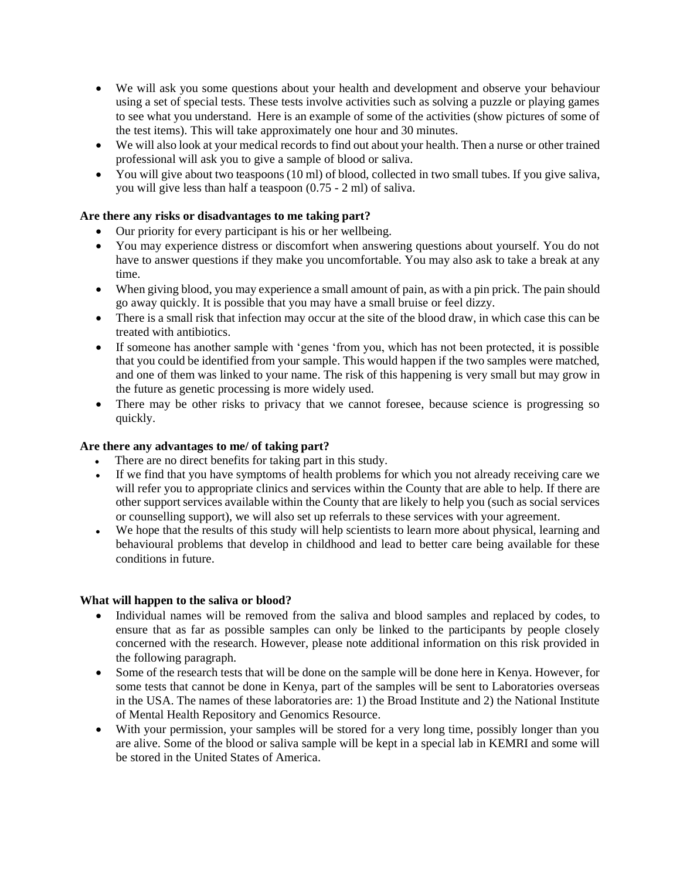- We will ask you some questions about your health and development and observe your behaviour using a set of special tests. These tests involve activities such as solving a puzzle or playing games to see what you understand. Here is an example of some of the activities (show pictures of some of the test items). This will take approximately one hour and 30 minutes.
- We will also look at your medical records to find out about your health. Then a nurse or other trained professional will ask you to give a sample of blood or saliva.
- You will give about two teaspoons (10 ml) of blood, collected in two small tubes. If you give saliva, you will give less than half a teaspoon (0.75 - 2 ml) of saliva.

**Are there any risks or disadvantages to me taking part?**

- Our priority for every participant is his or her wellbeing.
- You may experience distress or discomfort when answering questions about yourself. You do not have to answer questions if they make you uncomfortable. You may also ask to take a break at any time.
- When giving blood, you may experience a small amount of pain, as with a pin prick. The pain should go away quickly. It is possible that you may have a small bruise or feel dizzy.
- There is a small risk that infection may occur at the site of the blood draw, in which case this can be treated with antibiotics.
- If someone has another sample with 'genes 'from you, which has not been protected, it is possible that you could be identified from your sample. This would happen if the two samples were matched, and one of them was linked to your name. The risk of this happening is very small but may grow in the future as genetic processing is more widely used.
- There may be other risks to privacy that we cannot foresee, because science is progressing so quickly.

**Are there any advantages to me/ of taking part?**

- There are no direct benefits for taking part in this study.
- If we find that you have symptoms of health problems for which you not already receiving care we will refer you to appropriate clinics and services within the County that are able to help. If there are other support services available within the County that are likely to help you (such as social services or counselling support), we will also set up referrals to these services with your agreement.
- We hope that the results of this study will help scientists to learn more about physical, learning and behavioural problems that develop in childhood and lead to better care being available for these conditions in future.

**What will happen to the saliva or blood?**

- Individual names will be removed from the saliva and blood samples and replaced by codes, to ensure that as far as possible samples can only be linked to the participants by people closely concerned with the research. However, please note additional information on this risk provided in the following paragraph.
- Some of the research tests that will be done on the sample will be done here in Kenya. However, for some tests that cannot be done in Kenya, part of the samples will be sent to Laboratories overseas in the USA. The names of these laboratories are: 1) the Broad Institute and 2) the National Institute of Mental Health Repository and Genomics Resource.
- With your permission, your samples will be stored for a very long time, possibly longer than you are alive. Some of the blood or saliva sample will be kept in a special lab in KEMRI and some will be stored in the United States of America.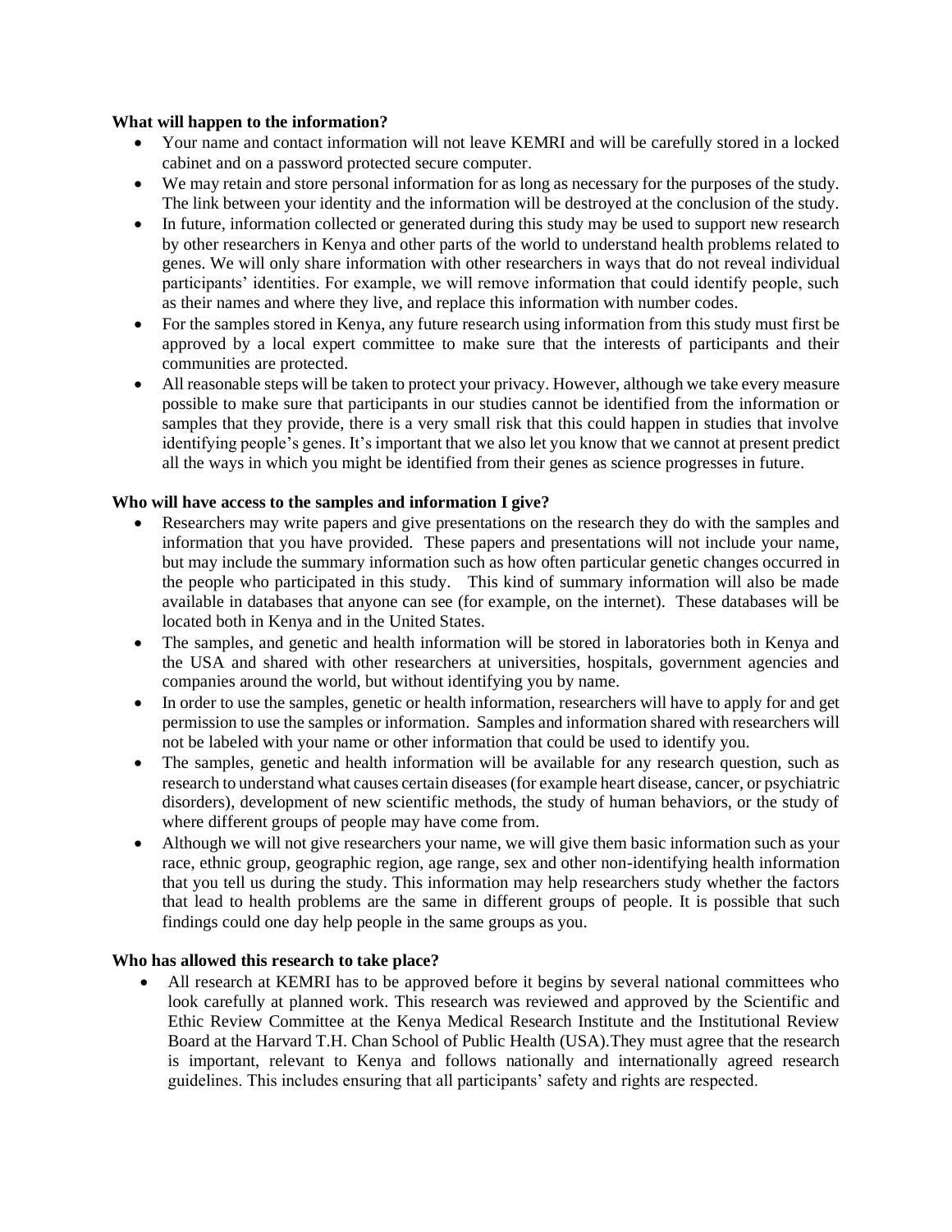**What will happen to the information?**

- Your name and contact information will not leave KEMRI and will be carefully stored in a locked cabinet and on a password protected secure computer.
- We may retain and store personal information for as long as necessary for the purposes of the study. The link between your identity and the information will be destroyed at the conclusion of the study.
- In future, information collected or generated during this study may be used to support new research by other researchers in Kenya and other parts of the world to understand health problems related to genes. We will only share information with other researchers in ways that do not reveal individual participants' identities. For example, we will remove information that could identify people, such as their names and where they live, and replace this information with number codes.
- For the samples stored in Kenya, any future research using information from this study must first be approved by a local expert committee to make sure that the interests of participants and their communities are protected.
- All reasonable steps will be taken to protect your privacy. However, although we take every measure possible to make sure that participants in our studies cannot be identified from the information or samples that they provide, there is a very small risk that this could happen in studies that involve identifying people's genes. It's important that we also let you know that we cannot at present predict all the ways in which you might be identified from their genes as science progresses in future.

**Who will have access to the samples and information I give?**

- Researchers may write papers and give presentations on the research they do with the samples and information that you have provided. These papers and presentations will not include your name, but may include the summary information such as how often particular genetic changes occurred in the people who participated in this study. This kind of summary information will also be made available in databases that anyone can see (for example, on the internet). These databases will be located both in Kenya and in the United States.
- The samples, and genetic and health information will be stored in laboratories both in Kenya and the USA and shared with other researchers at universities, hospitals, government agencies and companies around the world, but without identifying you by name.
- In order to use the samples, genetic or health information, researchers will have to apply for and get permission to use the samples or information. Samples and information shared with researchers will not be labeled with your name or other information that could be used to identify you.
- The samples, genetic and health information will be available for any research question, such as research to understand what causes certain diseases (for example heart disease, cancer, or psychiatric disorders), development of new scientific methods, the study of human behaviors, or the study of where different groups of people may have come from.
- Although we will not give researchers your name, we will give them basic information such as your race, ethnic group, geographic region, age range, sex and other non-identifying health information that you tell us during the study. This information may help researchers study whether the factors that lead to health problems are the same in different groups of people. It is possible that such findings could one day help people in the same groups as you.

**Who has allowed this research to take place?**

- All research at KEMRI has to be approved before it begins by several national committees who look carefully at planned work. This research was reviewed and approved by the Scientific and Ethic Review Committee at the Kenya Medical Research Institute and the Institutional Review Board at the Harvard T.H. Chan School of Public Health (USA).They must agree that the research is important, relevant to Kenya and follows nationally and internationally agreed research guidelines. This includes ensuring that all participants' safety and rights are respected.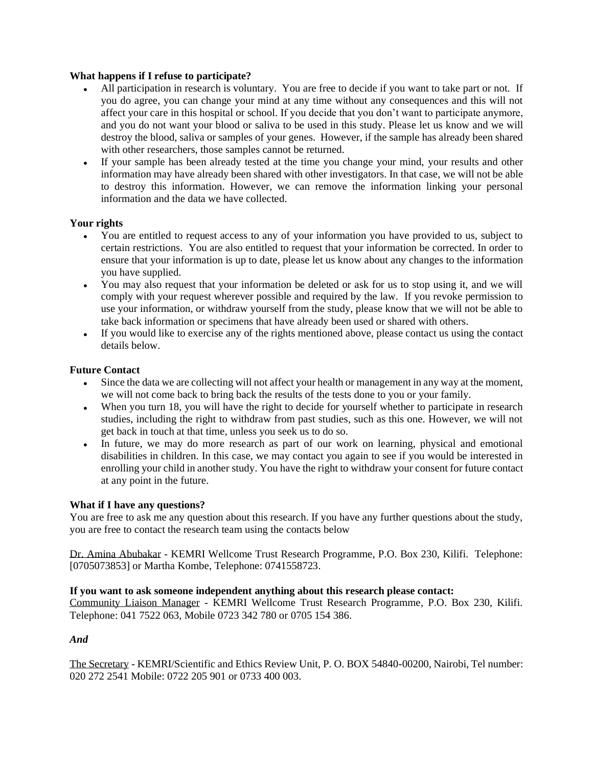**What happens if I refuse to participate?**

- All participation in research is voluntary. You are free to decide if you want to take part or not. If you do agree, you can change your mind at any time without any consequences and this will not affect your care in this hospital or school. If you decide that you don't want to participate anymore, and you do not want your blood or saliva to be used in this study. Please let us know and we will destroy the blood, saliva or samples of your genes. However, if the sample has already been shared with other researchers, those samples cannot be returned.
- If your sample has been already tested at the time you change your mind, your results and other information may have already been shared with other investigators. In that case, we will not be able to destroy this information. However, we can remove the information linking your personal information and the data we have collected.

**Your rights**

- You are entitled to request access to any of your information you have provided to us, subject to certain restrictions. You are also entitled to request that your information be corrected. In order to ensure that your information is up to date, please let us know about any changes to the information you have supplied.
- You may also request that your information be deleted or ask for us to stop using it, and we will comply with your request wherever possible and required by the law. If you revoke permission to use your information, or withdraw yourself from the study, please know that we will not be able to take back information or specimens that have already been used or shared with others.
- If you would like to exercise any of the rights mentioned above, please contact us using the contact details below.

**Future Contact**

- Since the data we are collecting will not affect your health or management in any way at the moment, we will not come back to bring back the results of the tests done to you or your family.
- When you turn 18, you will have the right to decide for yourself whether to participate in research studies, including the right to withdraw from past studies, such as this one. However, we will not get back in touch at that time, unless you seek us to do so.
- In future, we may do more research as part of our work on learning, physical and emotional disabilities in children. In this case, we may contact you again to see if you would be interested in enrolling your child in another study. You have the right to withdraw your consent for future contact at any point in the future.

**What if I have any questions?**

You are free to ask me any question about this research. If you have any further questions about the study, you are free to contact the research team using the contacts below

Dr. Amina Abubakar - KEMRI Wellcome Trust Research Programme, P.O. Box 230, Kilifi. Telephone: [0705073853] or Martha Kombe, Telephone: 0741558723.

**If you want to ask someone independent anything about this research please contact:**

Community Liaison Manager - KEMRI Wellcome Trust Research Programme, P.O. Box 230, Kilifi. Telephone: 041 7522 063, Mobile 0723 342 780 or 0705 154 386.

***And***

The Secretary - KEMRI/Scientific and Ethics Review Unit, P. O. BOX 54840-00200, Nairobi, Tel number: 020 272 2541 Mobile: 0722 205 901 or 0733 400 003.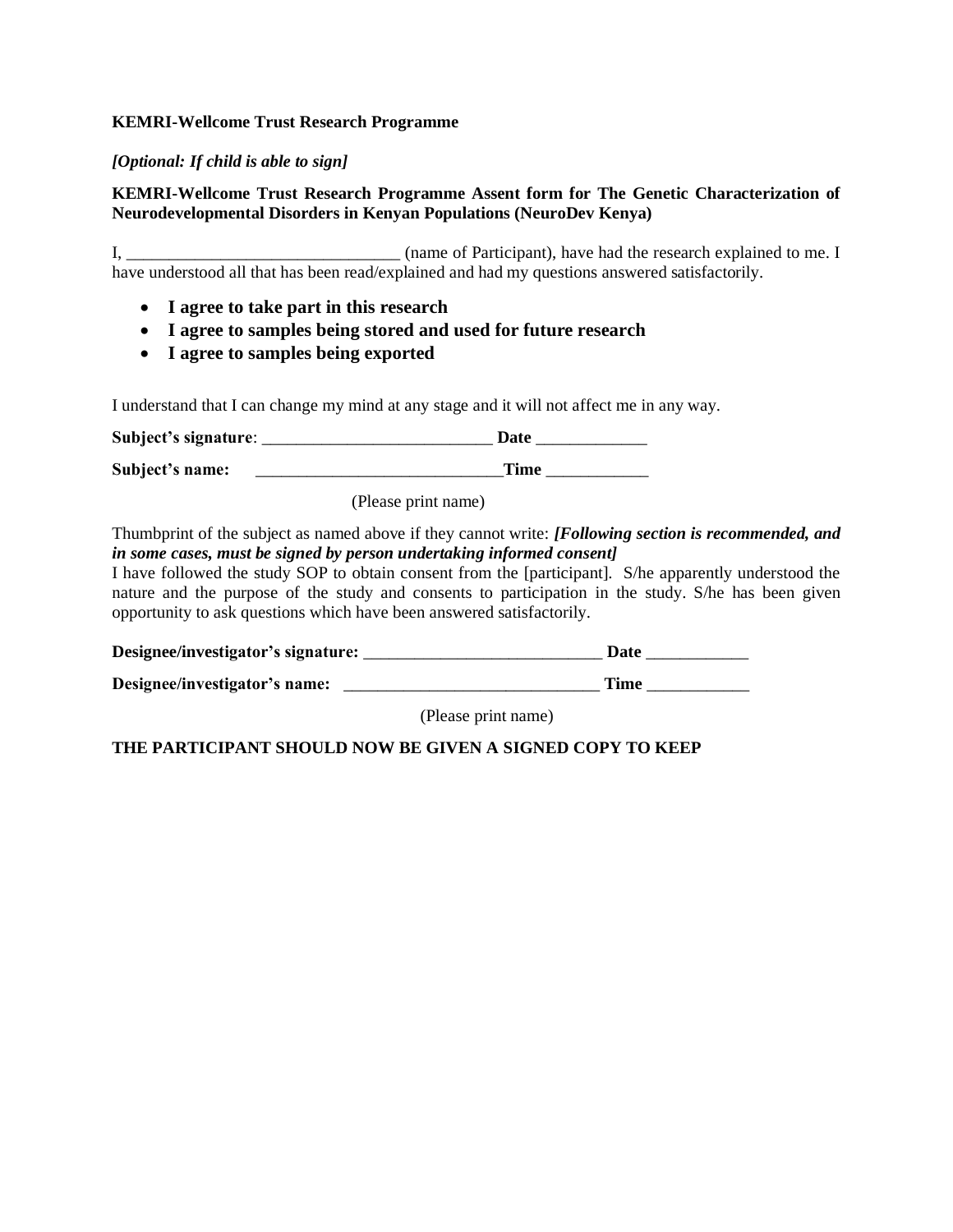**KEMRI-Wellcome Trust Research Programme**

***[Optional: If child is able to sign]***

**KEMRI-Wellcome Trust Research Programme Assent form for The Genetic Characterization of Neurodevelopmental Disorders in Kenyan Populations (NeuroDev Kenya)**

I, _______________________________ (name of Participant), have had the research explained to me. I have understood all that has been read/explained and had my questions answered satisfactorily.

- **I agree to take part in this research**
- **I agree to samples being stored and used for future research**
- **I agree to samples being exported**

I understand that I can change my mind at any stage and it will not affect me in any way.

**Subject's signature**: ___________________________ **Date** _____________

**Subject's name:** _____________________________**Time** ____________

(Please print name)

Thumbprint of the subject as named above if they cannot write: ***[Following section is recommended, and in some cases, must be signed by person undertaking informed consent]***

I have followed the study SOP to obtain consent from the [participant]. S/he apparently understood the nature and the purpose of the study and consents to participation in the study. S/he has been given opportunity to ask questions which have been answered satisfactorily.

**Designee/investigator's signature:** ____________________________ **Date** ____________

**Designee/investigator's name:** ______________________________ **Time** ____________

(Please print name)

**THE PARTICIPANT SHOULD NOW BE GIVEN A SIGNED COPY TO KEEP**